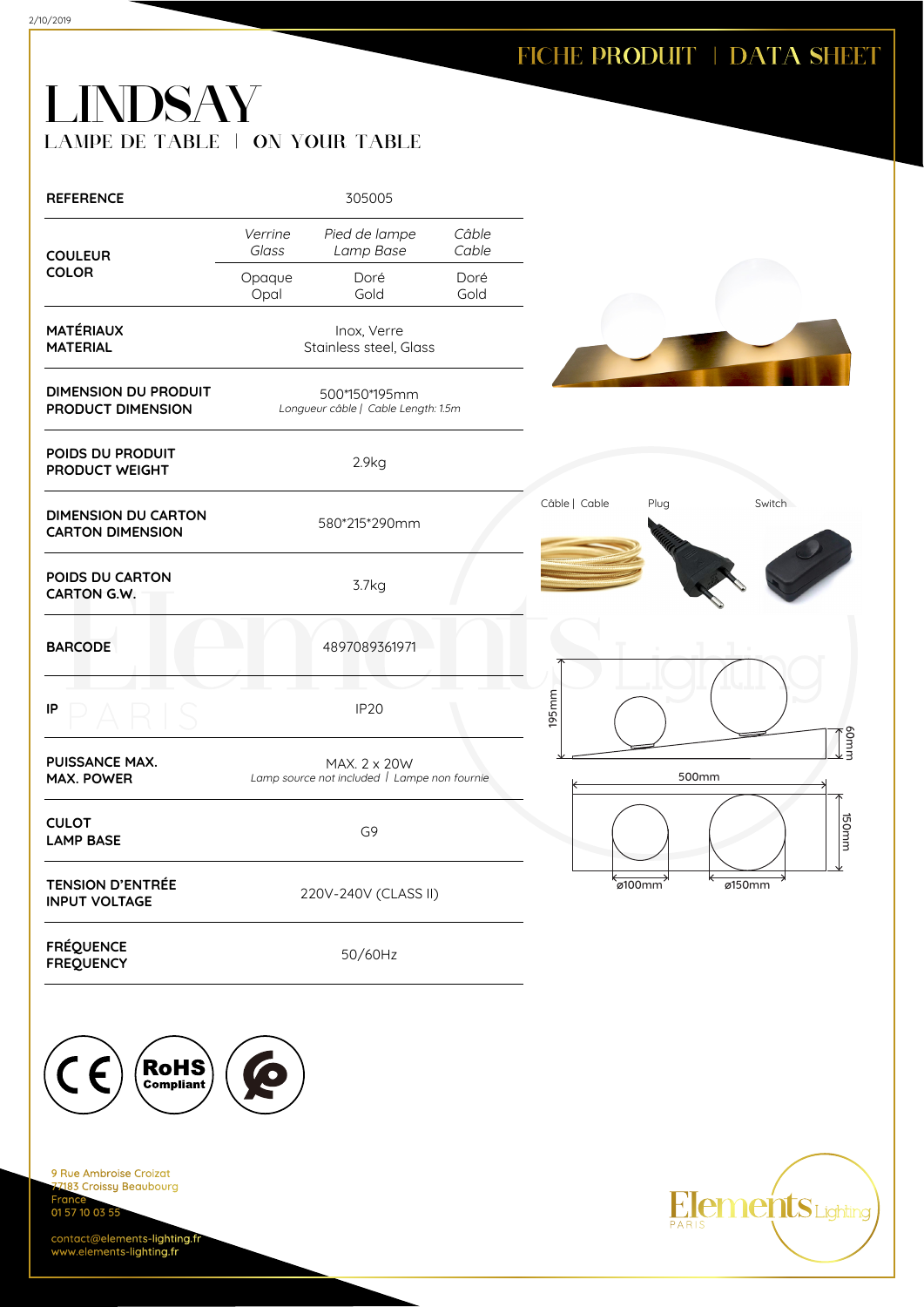# FICHE PRODUIT | DATA SHEET

# LINDSAY

## LAMPE DE TABLE | ON YOUR TABLE

| | | | |
|---|---|---|---|
| **REFERENCE** | 305005 | | |
| **COULEUR COLOR** | *Verrine Glass* | *Pied de lampe Lamp Base* | *Câble Cable* |
| | Opaque Opal | Doré Gold | Doré Gold |
| **MATÉRIAUX MATERIAL** | Inox, Verre Stainless steel, Glass | | |
| **DIMENSION DU PRODUIT PRODUCT DIMENSION** | 500*150*195mm *Longueur câble \| Cable Length: 1.5m* | | |
| **POIDS DU PRODUIT PRODUCT WEIGHT** | 2.9kg | | |
| **DIMENSION DU CARTON CARTON DIMENSION** | 580*215*290mm | | |
| **POIDS DU CARTON CARTON G.W.** | 3.7kg | | |
| **BARCODE** | 4897089361971 | | |
| **IP** | IP20 | | |
| **PUISSANCE MAX. MAX. POWER** | MAX. 2 x 20W *Lamp source not included \| Lampe non fournie* | | |
| **CULOT LAMP BASE** | G9 | | |
| **TENSION D'ENTRÉE INPUT VOLTAGE** | 220V-240V (CLASS II) | | |
| **FRÉQUENCE FREQUENCY** | 50/60Hz | | |

Câble | Cable — Plug — Switch

195mm — 60mm — 500mm — 150mm — ø100mm — ø150mm

CE — RoHS Compliant

9 Rue Ambroise Croizat
77183 Croissy Beaubourg
France
01 57 10 03 55

contact@elements-lighting.fr
www.elements-lighting.fr

Elements Lighting PARIS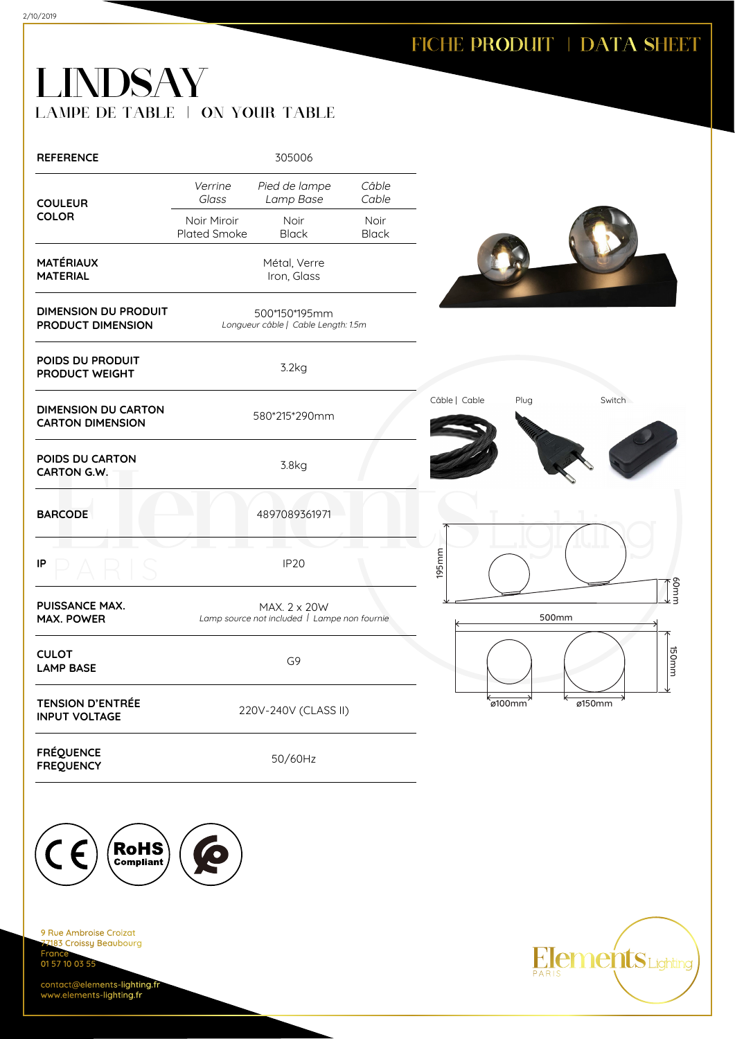# FICHE PRODUIT | DATA SHEET

# LINDSAY

## LAMPE DE TABLE | ON YOUR TABLE

| | | | |
|---|---|---|---|
| **REFERENCE** | 305006 | | |
| **COULEUR COLOR** | *Verrine Glass* | *Pied de lampe Lamp Base* | *Câble Cable* |
| | Noir Miroir Plated Smoke | Noir Black | Noir Black |
| **MATÉRIAUX MATERIAL** | Métal, Verre Iron, Glass | | |
| **DIMENSION DU PRODUIT PRODUCT DIMENSION** | 500*150*195mm *Longueur câble \| Cable Length: 1.5m* | | |
| **POIDS DU PRODUIT PRODUCT WEIGHT** | 3.2kg | | |
| **DIMENSION DU CARTON CARTON DIMENSION** | 580*215*290mm | | |
| **POIDS DU CARTON CARTON G.W.** | 3.8kg | | |
| **BARCODE** | 4897089361971 | | |
| **IP** | IP20 | | |
| **PUISSANCE MAX. MAX. POWER** | MAX. 2 x 20W *Lamp source not included \| Lampe non fournie* | | |
| **CULOT LAMP BASE** | G9 | | |
| **TENSION D'ENTRÉE INPUT VOLTAGE** | 220V-240V (CLASS II) | | |
| **FRÉQUENCE FREQUENCY** | 50/60Hz | | |

Câble | Cable

Plug

Switch

195mm

60mm

500mm

150mm

ø100mm

ø150mm

9 Rue Ambroise Croizat
77183 Croissy Beaubourg
France
01 57 10 03 55

contact@elements-lighting.fr
www.elements-lighting.fr

Elements Lighting PARIS